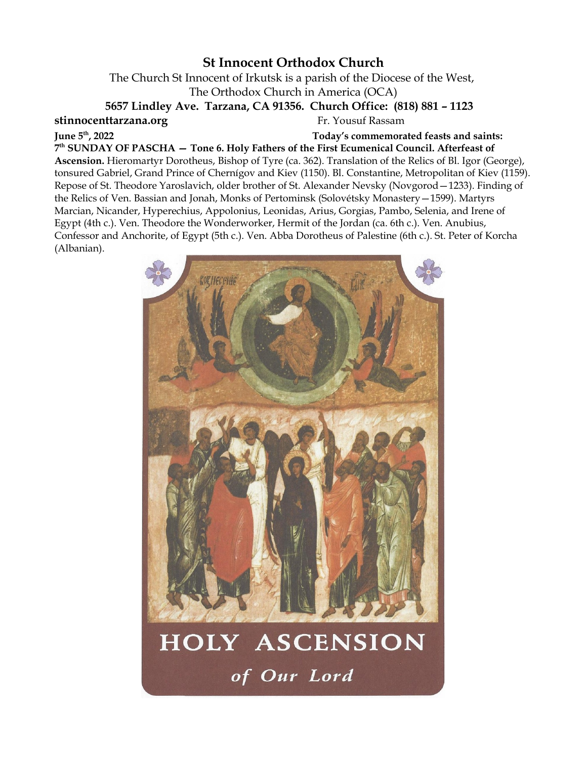# St Innocent Orthodox Church

The Church St Innocent of Irkutsk is a parish of the Diocese of the West,
The Orthodox Church in America (OCA)

**5657 Lindley Ave. Tarzana, CA 91356. Church Office: (818) 881 – 1123**

**stinnocenttarzana.org** Fr. Yousuf Rassam

**June 5th, 2022** **Today's commemorated feasts and saints:**

**7th SUNDAY OF PASCHA — Tone 6. Holy Fathers of the First Ecumenical Council. Afterfeast of Ascension.** Hieromartyr Dorotheus, Bishop of Tyre (ca. 362). Translation of the Relics of Bl. Igor (George), tonsured Gabriel, Grand Prince of Chernígov and Kiev (1150). Bl. Constantine, Metropolitan of Kiev (1159). Repose of St. Theodore Yaroslavich, older brother of St. Alexander Nevsky (Novgorod—1233). Finding of the Relics of Ven. Bassian and Jonah, Monks of Pertominsk (Solovétsky Monastery—1599). Martyrs Marcian, Nicander, Hyperechius, Appolonius, Leonidas, Arius, Gorgias, Pambo, Selenia, and Irene of Egypt (4th c.). Ven. Theodore the Wonderworker, Hermit of the Jordan (ca. 6th c.). Ven. Anubius, Confessor and Anchorite, of Egypt (5th c.). Ven. Abba Dorotheus of Palestine (6th c.). St. Peter of Korcha (Albanian).

HOLY ASCENSION

*of Our Lord*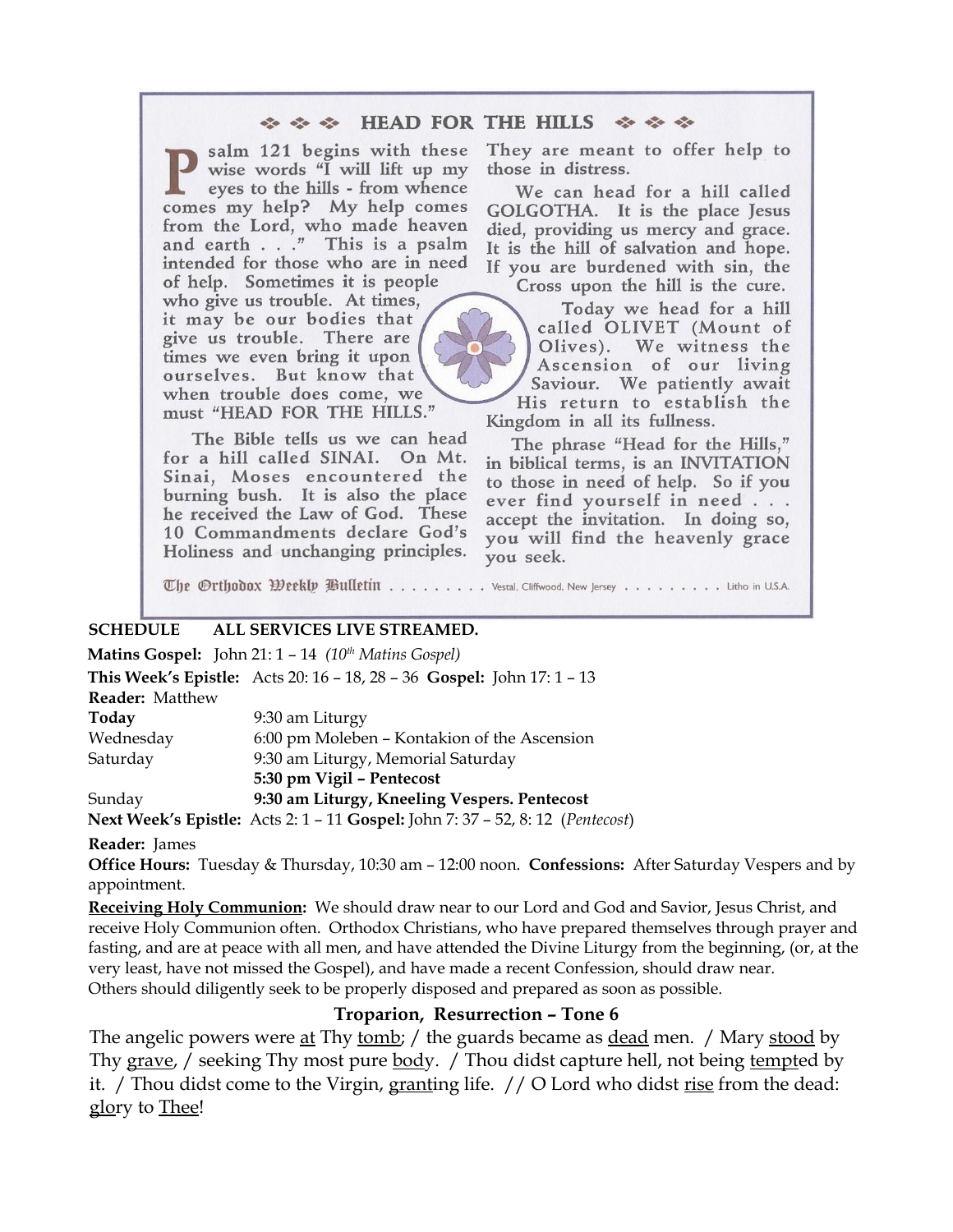## HEAD FOR THE HILLS

Psalm 121 begins with these wise words "I will lift up my eyes to the hills - from whence comes my help? My help comes from the Lord, who made heaven and earth . . ." This is a psalm intended for those who are in need of help. Sometimes it is people who give us trouble. At times, it may be our bodies that give us trouble. There are times we even bring it upon ourselves. But know that when trouble does come, we must "HEAD FOR THE HILLS."

The Bible tells us we can head for a hill called SINAI. On Mt. Sinai, Moses encountered the burning bush. It is also the place he received the Law of God. These 10 Commandments declare God's Holiness and unchanging principles. They are meant to offer help to those in distress.

We can head for a hill called GOLGOTHA. It is the place Jesus died, providing us mercy and grace. It is the hill of salvation and hope. If you are burdened with sin, the Cross upon the hill is the cure.

Today we head for a hill called OLIVET (Mount of Olives). We witness the Ascension of our living Saviour. We patiently await His return to establish the Kingdom in all its fullness.

The phrase "Head for the Hills," in biblical terms, is an INVITATION to those in need of help. So if you ever find yourself in need . . . accept the invitation. In doing so, you will find the heavenly grace you seek.

The Orthodox Weekly Bulletin . . . . . . . . . Vestal, Cliffwood, New Jersey . . . . . . . . . Litho in U.S.A.

**SCHEDULE ALL SERVICES LIVE STREAMED.**

**Matins Gospel:** John 21: 1 – 14 *(10th Matins Gospel)*

**This Week's Epistle:** Acts 20: 16 – 18, 28 – 36 **Gospel:** John 17: 1 – 13

**Reader:** Matthew

| | |
|---|---|
| **Today** | 9:30 am Liturgy |
| Wednesday | 6:00 pm Moleben – Kontakion of the Ascension |
| Saturday | 9:30 am Liturgy, Memorial Saturday |
| | **5:30 pm Vigil – Pentecost** |
| Sunday | **9:30 am Liturgy, Kneeling Vespers. Pentecost** |

**Next Week's Epistle:** Acts 2: 1 – 11 **Gospel:** John 7: 37 – 52, 8: 12 (*Pentecost*)

**Reader:** James

**Office Hours:** Tuesday & Thursday, 10:30 am – 12:00 noon. **Confessions:** After Saturday Vespers and by appointment.

**Receiving Holy Communion:** We should draw near to our Lord and God and Savior, Jesus Christ, and receive Holy Communion often. Orthodox Christians, who have prepared themselves through prayer and fasting, and are at peace with all men, and have attended the Divine Liturgy from the beginning, (or, at the very least, have not missed the Gospel), and have made a recent Confession, should draw near. Others should diligently seek to be properly disposed and prepared as soon as possible.

### Troparion, Resurrection – Tone 6

The angelic powers were at Thy tomb; / the guards became as dead men. / Mary stood by Thy grave, / seeking Thy most pure body. / Thou didst capture hell, not being tempted by it. / Thou didst come to the Virgin, granting life. // O Lord who didst rise from the dead: glory to Thee!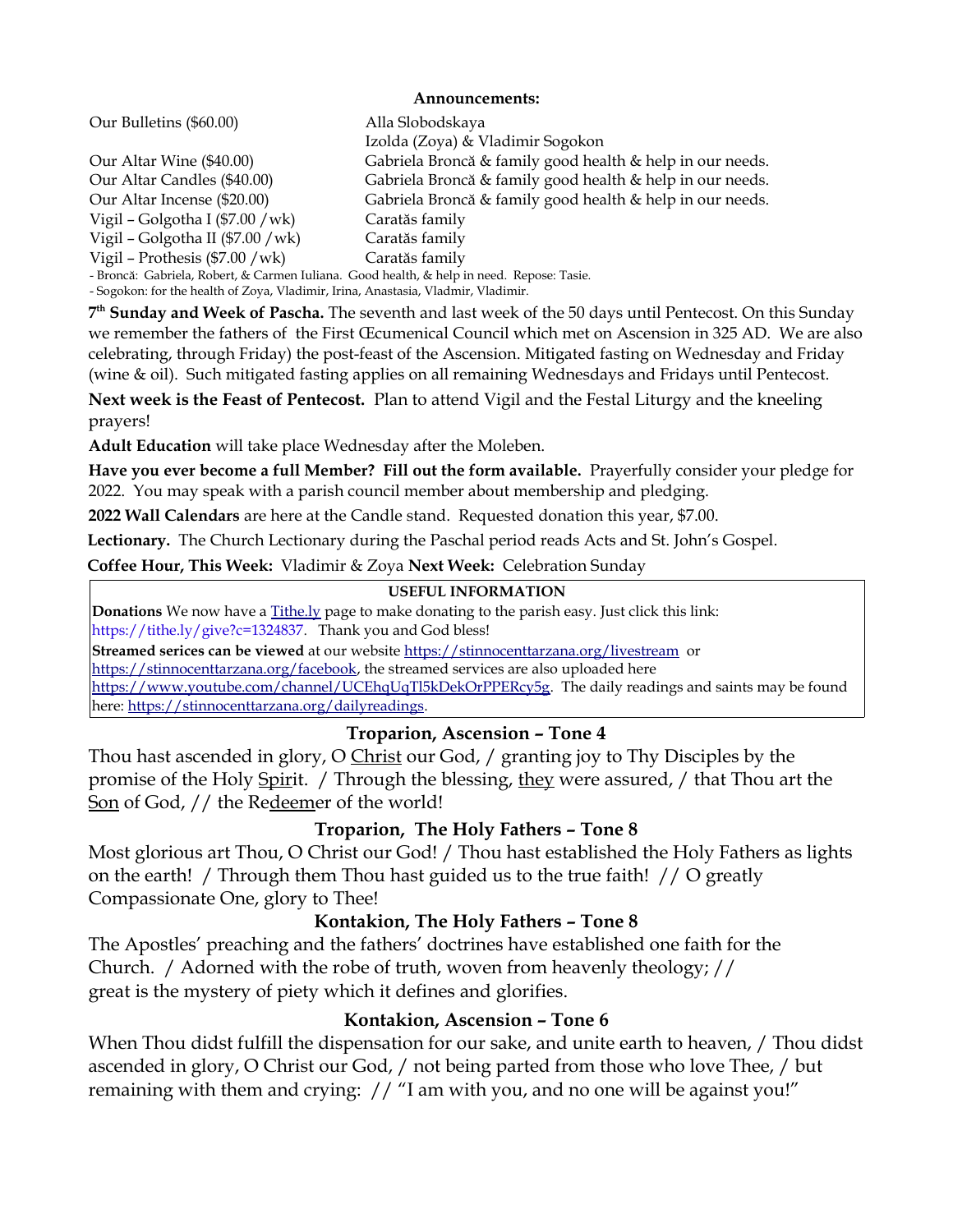**Announcements:**

| | |
|---|---|
| Our Bulletins ($60.00) | Alla Slobodskaya |
| | Izolda (Zoya) & Vladimir Sogokon |
| Our Altar Wine ($40.00) | Gabriela Broncă & family good health & help in our needs. |
| Our Altar Candles ($40.00) | Gabriela Broncă & family good health & help in our needs. |
| Our Altar Incense ($20.00) | Gabriela Broncă & family good health & help in our needs. |
| Vigil – Golgotha I ($7.00 /wk) | Caratăs family |
| Vigil – Golgotha II ($7.00 /wk) | Caratăs family |
| Vigil – Prothesis ($7.00 /wk) | Caratăs family |

- Broncă: Gabriela, Robert, & Carmen Iuliana. Good health, & help in need. Repose: Tasie.
- Sogokon: for the health of Zoya, Vladimir, Irina, Anastasia, Vladmir, Vladimir.

**7th Sunday and Week of Pascha.** The seventh and last week of the 50 days until Pentecost. On this Sunday we remember the fathers of the First Œcumenical Council which met on Ascension in 325 AD. We are also celebrating, through Friday) the post-feast of the Ascension. Mitigated fasting on Wednesday and Friday (wine & oil). Such mitigated fasting applies on all remaining Wednesdays and Fridays until Pentecost.

**Next week is the Feast of Pentecost.** Plan to attend Vigil and the Festal Liturgy and the kneeling prayers!

**Adult Education** will take place Wednesday after the Moleben.

**Have you ever become a full Member? Fill out the form available.** Prayerfully consider your pledge for 2022. You may speak with a parish council member about membership and pledging.

**2022 Wall Calendars** are here at the Candle stand. Requested donation this year, $7.00.

**Lectionary.** The Church Lectionary during the Paschal period reads Acts and St. John's Gospel.

**Coffee Hour, This Week:** Vladimir & Zoya **Next Week:** Celebration Sunday

**USEFUL INFORMATION**

**Donations** We now have a Tithe.ly page to make donating to the parish easy. Just click this link: https://tithe.ly/give?c=1324837. Thank you and God bless!

**Streamed serices can be viewed** at our website https://stinnocenttarzana.org/livestream or https://stinnocenttarzana.org/facebook, the streamed services are also uploaded here https://www.youtube.com/channel/UCEhqUqTl5kDekOrPPERcy5g. The daily readings and saints may be found here: https://stinnocenttarzana.org/dailyreadings.

## Troparion, Ascension – Tone 4

Thou hast ascended in glory, O Christ our God, / granting joy to Thy Disciples by the promise of the Holy Spirit. / Through the blessing, they were assured, / that Thou art the Son of God, // the Redeemer of the world!

## Troparion, The Holy Fathers – Tone 8

Most glorious art Thou, O Christ our God! / Thou hast established the Holy Fathers as lights on the earth! / Through them Thou hast guided us to the true faith! // O greatly Compassionate One, glory to Thee!

## Kontakion, The Holy Fathers – Tone 8

The Apostles' preaching and the fathers' doctrines have established one faith for the Church. / Adorned with the robe of truth, woven from heavenly theology; // great is the mystery of piety which it defines and glorifies.

## Kontakion, Ascension – Tone 6

When Thou didst fulfill the dispensation for our sake, and unite earth to heaven, / Thou didst ascended in glory, O Christ our God, / not being parted from those who love Thee, / but remaining with them and crying: // "I am with you, and no one will be against you!"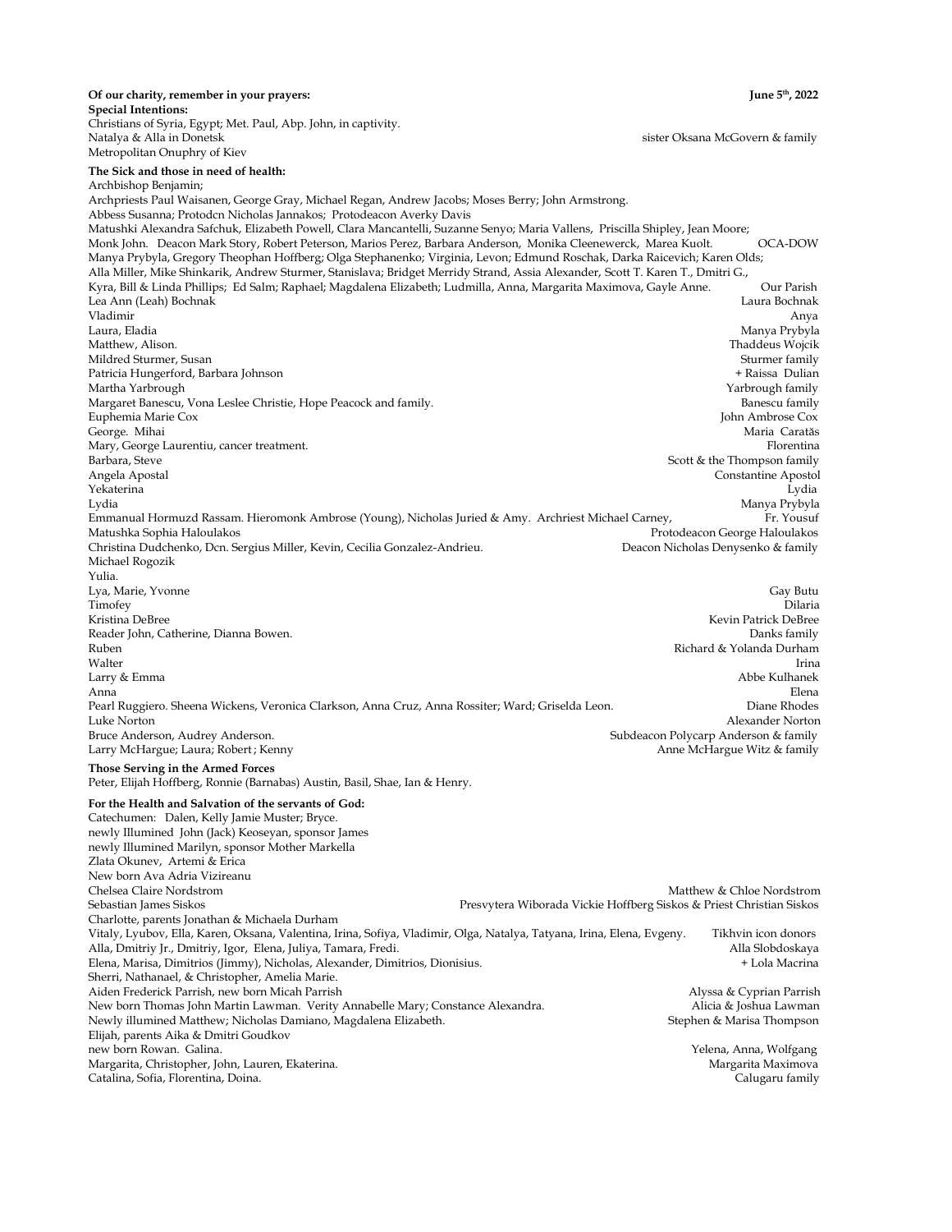**Of our charity, remember in your prayers:** **June 5th, 2022**

**Special Intentions:**

Christians of Syria, Egypt; Met. Paul, Abp. John, in captivity.
Natalya & Alla in Donetsk — sister Oksana McGovern & family
Metropolitan Onuphry of Kiev

**The Sick and those in need of health:**

Archbishop Benjamin;
Archpriests Paul Waisanen, George Gray, Michael Regan, Andrew Jacobs; Moses Berry; John Armstrong.
Abbess Susanna; Protodcn Nicholas Jannakos; Protodeacon Averky Davis
Matushki Alexandra Safchuk, Elizabeth Powell, Clara Mancantelli, Suzanne Senyo; Maria Vallens, Priscilla Shipley, Jean Moore;
Monk John. Deacon Mark Story, Robert Peterson, Marios Perez, Barbara Anderson, Monika Cleenewerck, Marea Kuolt. — OCA-DOW
Manya Prybyla, Gregory Theophan Hoffberg; Olga Stephanenko; Virginia, Levon; Edmund Roschak, Darka Raicevich; Karen Olds;
Alla Miller, Mike Shinkarik, Andrew Sturmer, Stanislava; Bridget Merridy Strand, Assia Alexander, Scott T. Karen T., Dmitri G.,
Kyra, Bill & Linda Phillips; Ed Salm; Raphael; Magdalena Elizabeth; Ludmilla, Anna, Margarita Maximova, Gayle Anne. — Our Parish
Lea Ann (Leah) Bochnak — Laura Bochnak
Vladimir — Anya
Laura, Eladia — Manya Prybyla
Matthew, Alison. — Thaddeus Wojcik
Mildred Sturmer, Susan — Sturmer family
Patricia Hungerford, Barbara Johnson — + Raissa Dulian
Martha Yarbrough — Yarbrough family
Margaret Banescu, Vona Leslee Christie, Hope Peacock and family. — Banescu family
Euphemia Marie Cox — John Ambrose Cox
George. Mihai — Maria Caratăs
Mary, George Laurentiu, cancer treatment. — Florentina
Barbara, Steve — Scott & the Thompson family
Angela Apostal — Constantine Apostol
Yekaterina — Lydia
Lydia — Manya Prybyla
Emmanual Hormuzd Rassam. Hieromonk Ambrose (Young), Nicholas Juried & Amy. Archriest Michael Carney, — Fr. Yousuf
Matushka Sophia Haloulakos — Protodeacon George Haloulakos
Christina Dudchenko, Dcn. Sergius Miller, Kevin, Cecilia Gonzalez-Andrieu. — Deacon Nicholas Denysenko & family
Michael Rogozik
Yulia.
Lya, Marie, Yvonne — Gay Butu
Timofey — Dilaria
Kristina DeBree — Kevin Patrick DeBree
Reader John, Catherine, Dianna Bowen. — Danks family
Ruben — Richard & Yolanda Durham
Walter — Irina
Larry & Emma — Abbe Kulhanek
Anna — Elena
Pearl Ruggiero. Sheena Wickens, Veronica Clarkson, Anna Cruz, Anna Rossiter; Ward; Griselda Leon. — Diane Rhodes
Luke Norton — Alexander Norton
Bruce Anderson, Audrey Anderson. — Subdeacon Polycarp Anderson & family
Larry McHargue; Laura; Robert; Kenny — Anne McHargue Witz & family

**Those Serving in the Armed Forces**

Peter, Elijah Hoffberg, Ronnie (Barnabas) Austin, Basil, Shae, Ian & Henry.

**For the Health and Salvation of the servants of God:**

Catechumen: Dalen, Kelly Jamie Muster; Bryce.
newly Illumined John (Jack) Keoseyan, sponsor James
newly Illumined Marilyn, sponsor Mother Markella
Zlata Okunev, Artemi & Erica
New born Ava Adria Vizireanu
Chelsea Claire Nordstrom — Matthew & Chloe Nordstrom
Sebastian James Siskos — Presvytera Wiborada Vickie Hoffberg Siskos & Priest Christian Siskos
Charlotte, parents Jonathan & Michaela Durham
Vitaly, Lyubov, Ella, Karen, Oksana, Valentina, Irina, Sofiya, Vladimir, Olga, Natalya, Tatyana, Irina, Elena, Evgeny. — Tikhvin icon donors
Alla, Dmitriy Jr., Dmitriy, Igor, Elena, Juliya, Tamara, Fredi. — Alla Slobdoskaya
Elena, Marisa, Dimitrios (Jimmy), Nicholas, Alexander, Dimitrios, Dionisius. — + Lola Macrina
Sherri, Nathanael, & Christopher, Amelia Marie.
Aiden Frederick Parrish, new born Micah Parrish — Alyssa & Cyprian Parrish
New born Thomas John Martin Lawman. Verity Annabelle Mary; Constance Alexandra. — Alicia & Joshua Lawman
Newly illumined Matthew; Nicholas Damiano, Magdalena Elizabeth. — Stephen & Marisa Thompson
Elijah, parents Aika & Dmitri Goudkov
new born Rowan. Galina. — Yelena, Anna, Wolfgang
Margarita, Christopher, John, Lauren, Ekaterina. — Margarita Maximova
Catalina, Sofia, Florentina, Doina. — Calugaru family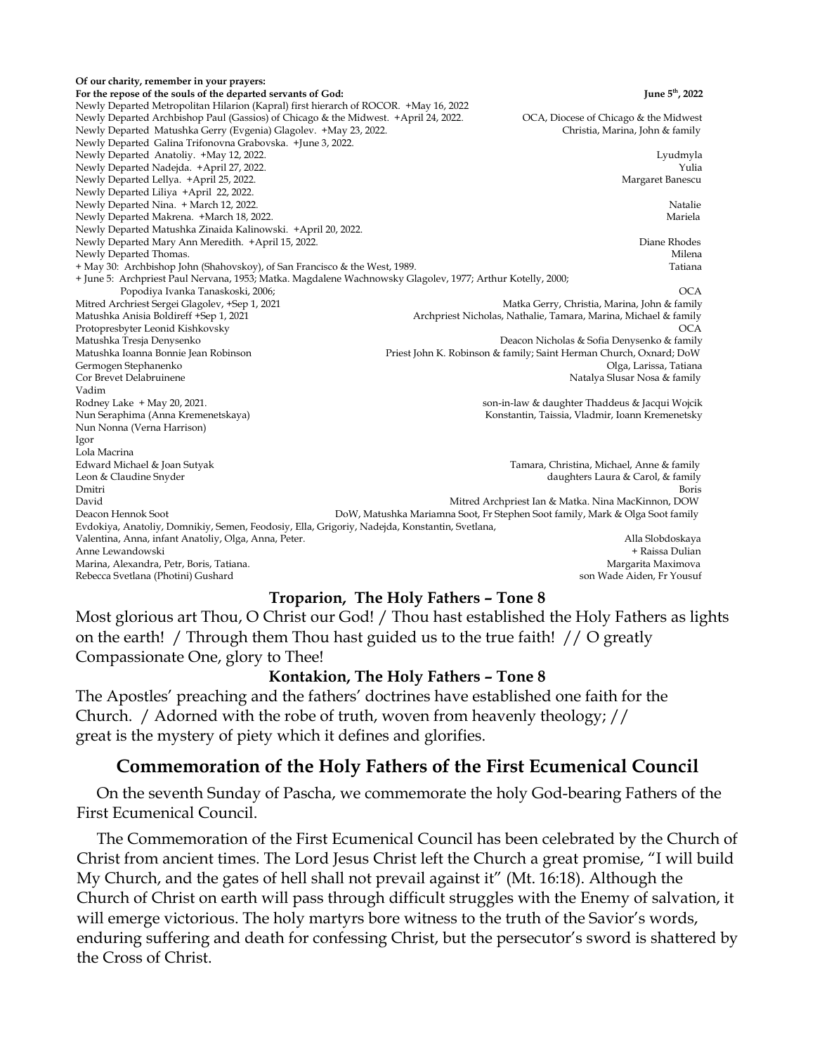**Of our charity, remember in your prayers:**

**For the repose of the souls of the departed servants of God:** **June 5th, 2022**

| Name | Requested by |
|---|---|
| Newly Departed Metropolitan Hilarion (Kapral) first hierarch of ROCOR. +May 16, 2022 | |
| Newly Departed Archbishop Paul (Gassios) of Chicago & the Midwest. +April 24, 2022. | OCA, Diocese of Chicago & the Midwest |
| Newly Departed Matushka Gerry (Evgenia) Glagolev. +May 23, 2022. | Christia, Marina, John & family |
| Newly Departed Galina Trifonovna Grabovska. +June 3, 2022. | |
| Newly Departed Anatoliy. +May 12, 2022. | Lyudmyla |
| Newly Departed Nadejda. +April 27, 2022. | Yulia |
| Newly Departed Lellya. +April 25, 2022. | Margaret Banescu |
| Newly Departed Liliya +April 22, 2022. | |
| Newly Departed Nina. + March 12, 2022. | Natalie |
| Newly Departed Makrena. +March 18, 2022. | Mariela |
| Newly Departed Matushka Zinaida Kalinowski. +April 20, 2022. | |
| Newly Departed Mary Ann Meredith. +April 15, 2022. | Diane Rhodes |
| Newly Departed Thomas. | Milena |
| + May 30: Archbishop John (Shahovskoy), of San Francisco & the West, 1989. | Tatiana |
| + June 5: Archpriest Paul Nervana, 1953; Matka. Magdalene Wachnowsky Glagolev, 1977; Arthur Kotelly, 2000; Popodiya Ivanka Tanaskoski, 2006; | OCA |
| Mitred Archriest Sergei Glagolev, +Sep 1, 2021 | Matka Gerry, Christia, Marina, John & family |
| Matushka Anisia Boldireff +Sep 1, 2021 | Archpriest Nicholas, Nathalie, Tamara, Marina, Michael & family |
| Protopresbyter Leonid Kishkovsky | OCA |
| Matushka Tresja Denysenko | Deacon Nicholas & Sofia Denysenko & family |
| Matushka Ioanna Bonnie Jean Robinson | Priest John K. Robinson & family; Saint Herman Church, Oxnard; DoW |
| Germogen Stephanenko | Olga, Larissa, Tatiana |
| Cor Brevet Delabruinene | Natalya Slusar Nosa & family |
| Vadim | |
| Rodney Lake + May 20, 2021. | son-in-law & daughter Thaddeus & Jacqui Wojcik |
| Nun Seraphima (Anna Kremenetskaya) | Konstantin, Taissia, Vladmir, Ioann Kremenetsky |
| Nun Nonna (Verna Harrison) | |
| Igor | |
| Lola Macrina | |
| Edward Michael & Joan Sutyak | Tamara, Christina, Michael, Anne & family |
| Leon & Claudine Snyder | daughters Laura & Carol, & family |
| Dmitri | Boris |
| David | Mitred Archpriest Ian & Matka. Nina MacKinnon, DOW |
| Deacon Hennok Soot | DoW, Matushka Mariamna Soot, Fr Stephen Soot family, Mark & Olga Soot family |
| Evdokiya, Anatoliy, Domnikiy, Semen, Feodosiy, Ella, Grigoriy, Nadejda, Konstantin, Svetlana, Valentina, Anna, infant Anatoliy, Olga, Anna, Peter. | Alla Slobdoskaya |
| Anne Lewandowski | + Raissa Dulian |
| Marina, Alexandra, Petr, Boris, Tatiana. | Margarita Maximova |
| Rebecca Svetlana (Photini) Gushard | son Wade Aiden, Fr Yousuf |

**Troparion, The Holy Fathers – Tone 8**

Most glorious art Thou, O Christ our God! / Thou hast established the Holy Fathers as lights on the earth! / Through them Thou hast guided us to the true faith! // O greatly Compassionate One, glory to Thee!

**Kontakion, The Holy Fathers – Tone 8**

The Apostles' preaching and the fathers' doctrines have established one faith for the Church. / Adorned with the robe of truth, woven from heavenly theology; // great is the mystery of piety which it defines and glorifies.

## Commemoration of the Holy Fathers of the First Ecumenical Council

On the seventh Sunday of Pascha, we commemorate the holy God-bearing Fathers of the First Ecumenical Council.

The Commemoration of the First Ecumenical Council has been celebrated by the Church of Christ from ancient times. The Lord Jesus Christ left the Church a great promise, "I will build My Church, and the gates of hell shall not prevail against it" (Mt. 16:18). Although the Church of Christ on earth will pass through difficult struggles with the Enemy of salvation, it will emerge victorious. The holy martyrs bore witness to the truth of the Savior's words, enduring suffering and death for confessing Christ, but the persecutor's sword is shattered by the Cross of Christ.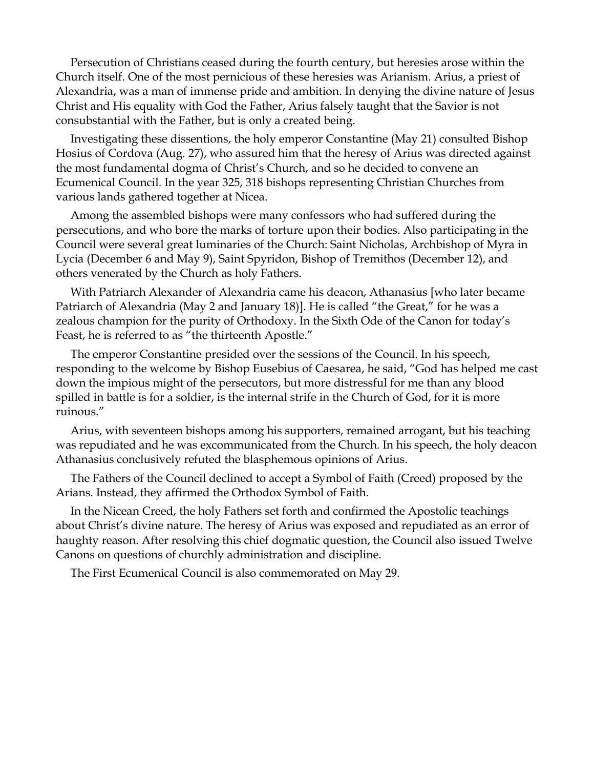Persecution of Christians ceased during the fourth century, but heresies arose within the Church itself. One of the most pernicious of these heresies was Arianism. Arius, a priest of Alexandria, was a man of immense pride and ambition. In denying the divine nature of Jesus Christ and His equality with God the Father, Arius falsely taught that the Savior is not consubstantial with the Father, but is only a created being.

Investigating these dissentions, the holy emperor Constantine (May 21) consulted Bishop Hosius of Cordova (Aug. 27), who assured him that the heresy of Arius was directed against the most fundamental dogma of Christ's Church, and so he decided to convene an Ecumenical Council. In the year 325, 318 bishops representing Christian Churches from various lands gathered together at Nicea.

Among the assembled bishops were many confessors who had suffered during the persecutions, and who bore the marks of torture upon their bodies. Also participating in the Council were several great luminaries of the Church: Saint Nicholas, Archbishop of Myra in Lycia (December 6 and May 9), Saint Spyridon, Bishop of Tremithos (December 12), and others venerated by the Church as holy Fathers.

With Patriarch Alexander of Alexandria came his deacon, Athanasius [who later became Patriarch of Alexandria (May 2 and January 18)]. He is called "the Great," for he was a zealous champion for the purity of Orthodoxy. In the Sixth Ode of the Canon for today's Feast, he is referred to as "the thirteenth Apostle."

The emperor Constantine presided over the sessions of the Council. In his speech, responding to the welcome by Bishop Eusebius of Caesarea, he said, "God has helped me cast down the impious might of the persecutors, but more distressful for me than any blood spilled in battle is for a soldier, is the internal strife in the Church of God, for it is more ruinous."

Arius, with seventeen bishops among his supporters, remained arrogant, but his teaching was repudiated and he was excommunicated from the Church. In his speech, the holy deacon Athanasius conclusively refuted the blasphemous opinions of Arius.

The Fathers of the Council declined to accept a Symbol of Faith (Creed) proposed by the Arians. Instead, they affirmed the Orthodox Symbol of Faith.

In the Nicean Creed, the holy Fathers set forth and confirmed the Apostolic teachings about Christ's divine nature. The heresy of Arius was exposed and repudiated as an error of haughty reason. After resolving this chief dogmatic question, the Council also issued Twelve Canons on questions of churchly administration and discipline.

The First Ecumenical Council is also commemorated on May 29.